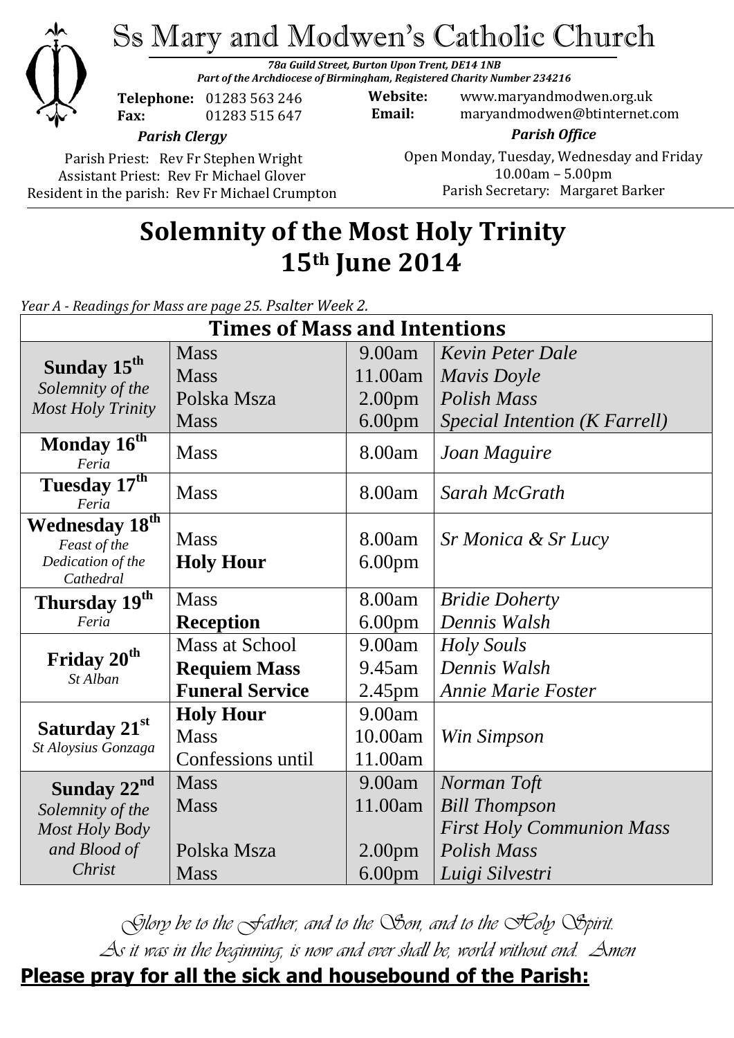# Ss Mary and Modwen's Catholic Church

***78a Guild Street, Burton Upon Trent, DE14 1NB***
***Part of the Archdiocese of Birmingham, Registered Charity Number 234216***

**Telephone:** 01283 563 246
**Fax:** 01283 515 647

**Website:** www.maryandmodwen.org.uk
**Email:** maryandmodwen@btinternet.com

***Parish Clergy***

Parish Priest: Rev Fr Stephen Wright
Assistant Priest: Rev Fr Michael Glover
Resident in the parish: Rev Fr Michael Crumpton

***Parish Office***

Open Monday, Tuesday, Wednesday and Friday
10.00am – 5.00pm
Parish Secretary: Margaret Barker

## Solemnity of the Most Holy Trinity
## 15th June 2014

*Year A - Readings for Mass are page 25. Psalter Week 2.*

| Times of Mass and Intentions | | | |
|---|---|---|---|
| **Sunday 15th** *Solemnity of the Most Holy Trinity* | Mass<br>Mass<br>Polska Msza<br>Mass | 9.00am<br>11.00am<br>2.00pm<br>6.00pm | *Kevin Peter Dale*<br>*Mavis Doyle*<br>*Polish Mass*<br>*Special Intention (K Farrell)* |
| **Monday 16th** *Feria* | Mass | 8.00am | *Joan Maguire* |
| **Tuesday 17th** *Feria* | Mass | 8.00am | *Sarah McGrath* |
| **Wednesday 18th** *Feast of the Dedication of the Cathedral* | Mass<br>**Holy Hour** | 8.00am<br>6.00pm | *Sr Monica & Sr Lucy* |
| **Thursday 19th** *Feria* | Mass<br>**Reception** | 8.00am<br>6.00pm | *Bridie Doherty*<br>*Dennis Walsh* |
| **Friday 20th** *St Alban* | Mass at School<br>**Requiem Mass**<br>**Funeral Service** | 9.00am<br>9.45am<br>2.45pm | *Holy Souls*<br>*Dennis Walsh*<br>*Annie Marie Foster* |
| **Saturday 21st** *St Aloysius Gonzaga* | **Holy Hour**<br>Mass<br>Confessions until | 9.00am<br>10.00am<br>11.00am | *Win Simpson* |
| **Sunday 22nd** *Solemnity of the Most Holy Body and Blood of Christ* | Mass<br>Mass<br><br>Polska Msza<br>Mass | 9.00am<br>11.00am<br><br>2.00pm<br>6.00pm | *Norman Toft*<br>*Bill Thompson*<br>*First Holy Communion Mass*<br>*Polish Mass*<br>*Luigi Silvestri* |

*Glory be to the Father, and to the Son, and to the Holy Spirit.*
*As it was in the beginning, is now and ever shall be, world without end. Amen*

**Please pray for all the sick and housebound of the Parish:**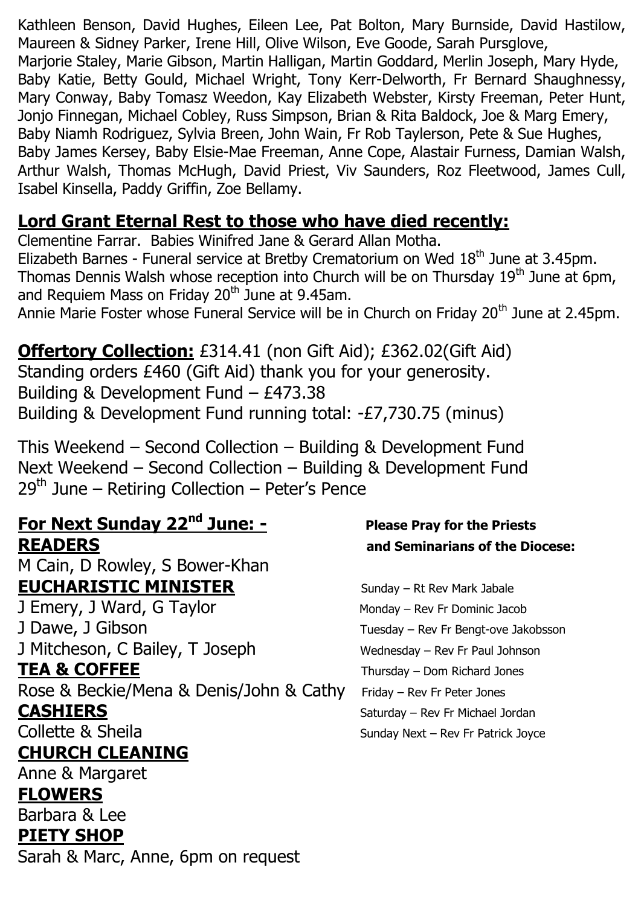Kathleen Benson, David Hughes, Eileen Lee, Pat Bolton, Mary Burnside, David Hastilow, Maureen & Sidney Parker, Irene Hill, Olive Wilson, Eve Goode, Sarah Pursglove, Marjorie Staley, Marie Gibson, Martin Halligan, Martin Goddard, Merlin Joseph, Mary Hyde, Baby Katie, Betty Gould, Michael Wright, Tony Kerr-Delworth, Fr Bernard Shaughnessy, Mary Conway, Baby Tomasz Weedon, Kay Elizabeth Webster, Kirsty Freeman, Peter Hunt, Jonjo Finnegan, Michael Cobley, Russ Simpson, Brian & Rita Baldock, Joe & Marg Emery, Baby Niamh Rodriguez, Sylvia Breen, John Wain, Fr Rob Taylerson, Pete & Sue Hughes, Baby James Kersey, Baby Elsie-Mae Freeman, Anne Cope, Alastair Furness, Damian Walsh, Arthur Walsh, Thomas McHugh, David Priest, Viv Saunders, Roz Fleetwood, James Cull, Isabel Kinsella, Paddy Griffin, Zoe Bellamy.

## Lord Grant Eternal Rest to those who have died recently:

Clementine Farrar. Babies Winifred Jane & Gerard Allan Motha.
Elizabeth Barnes - Funeral service at Bretby Crematorium on Wed 18th June at 3.45pm.
Thomas Dennis Walsh whose reception into Church will be on Thursday 19th June at 6pm, and Requiem Mass on Friday 20th June at 9.45am.
Annie Marie Foster whose Funeral Service will be in Church on Friday 20th June at 2.45pm.

**Offertory Collection:** £314.41 (non Gift Aid); £362.02(Gift Aid)
Standing orders £460 (Gift Aid) thank you for your generosity.
Building & Development Fund – £473.38
Building & Development Fund running total: -£7,730.75 (minus)

This Weekend – Second Collection – Building & Development Fund
Next Weekend – Second Collection – Building & Development Fund
29th June – Retiring Collection – Peter's Pence

## For Next Sunday 22nd June: -

**READERS**
M Cain, D Rowley, S Bower-Khan

**EUCHARISTIC MINISTER**
J Emery, J Ward, G Taylor
J Dawe, J Gibson
J Mitcheson, C Bailey, T Joseph

**TEA & COFFEE**
Rose & Beckie/Mena & Denis/John & Cathy

**CASHIERS**
Collette & Sheila

**CHURCH CLEANING**
Anne & Margaret

**FLOWERS**
Barbara & Lee

**PIETY SHOP**
Sarah & Marc, Anne, 6pm on request

**Please Pray for the Priests and Seminarians of the Diocese:**

Sunday – Rt Rev Mark Jabale
Monday – Rev Fr Dominic Jacob
Tuesday – Rev Fr Bengt-ove Jakobsson
Wednesday – Rev Fr Paul Johnson
Thursday – Dom Richard Jones
Friday – Rev Fr Peter Jones
Saturday – Rev Fr Michael Jordan
Sunday Next – Rev Fr Patrick Joyce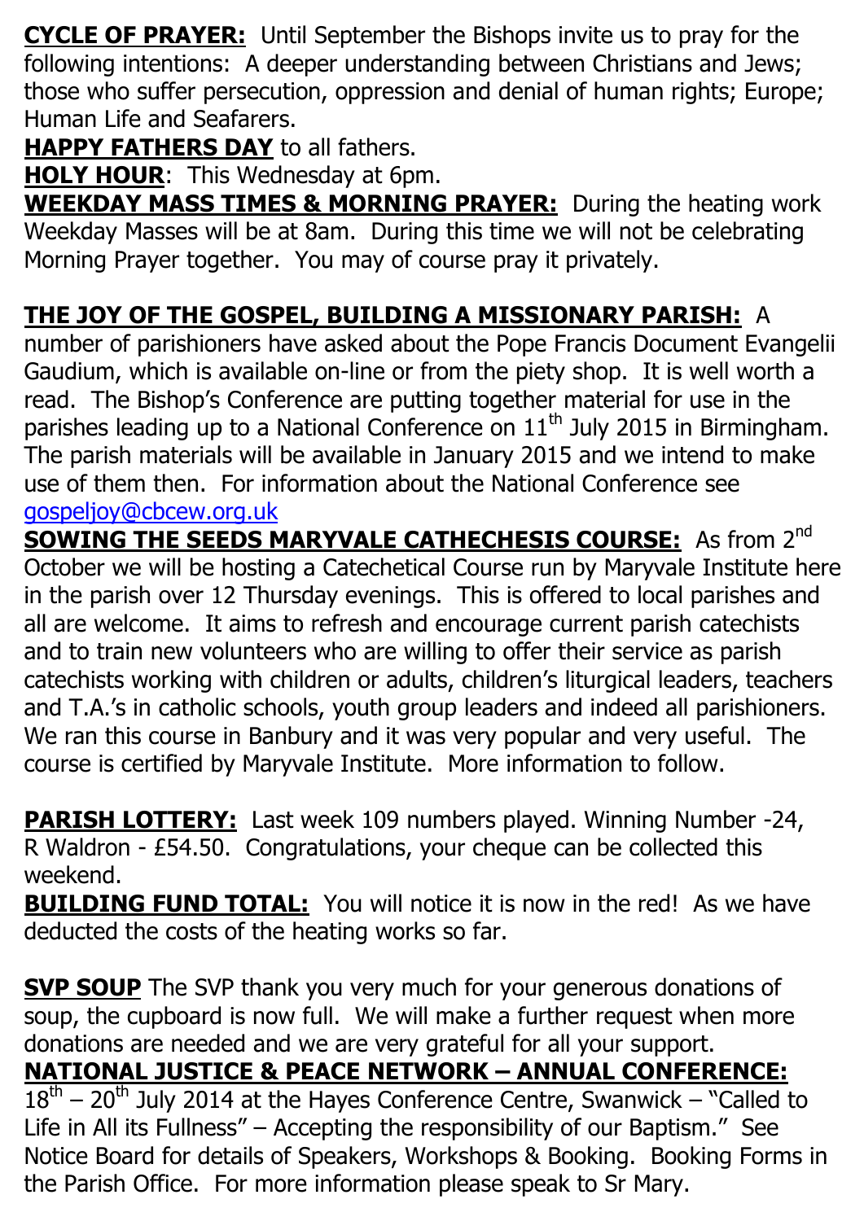**CYCLE OF PRAYER:** Until September the Bishops invite us to pray for the following intentions: A deeper understanding between Christians and Jews; those who suffer persecution, oppression and denial of human rights; Europe; Human Life and Seafarers.

**HAPPY FATHERS DAY** to all fathers.

**HOLY HOUR**: This Wednesday at 6pm.

**WEEKDAY MASS TIMES & MORNING PRAYER:** During the heating work Weekday Masses will be at 8am. During this time we will not be celebrating Morning Prayer together. You may of course pray it privately.

**THE JOY OF THE GOSPEL, BUILDING A MISSIONARY PARISH:** A number of parishioners have asked about the Pope Francis Document Evangelii Gaudium, which is available on-line or from the piety shop. It is well worth a read. The Bishop's Conference are putting together material for use in the parishes leading up to a National Conference on 11th July 2015 in Birmingham. The parish materials will be available in January 2015 and we intend to make use of them then. For information about the National Conference see gospeljoy@cbcew.org.uk

**SOWING THE SEEDS MARYVALE CATHECHESIS COURSE:** As from 2nd October we will be hosting a Catechetical Course run by Maryvale Institute here in the parish over 12 Thursday evenings. This is offered to local parishes and all are welcome. It aims to refresh and encourage current parish catechists and to train new volunteers who are willing to offer their service as parish catechists working with children or adults, children's liturgical leaders, teachers and T.A.'s in catholic schools, youth group leaders and indeed all parishioners. We ran this course in Banbury and it was very popular and very useful. The course is certified by Maryvale Institute. More information to follow.

**PARISH LOTTERY:** Last week 109 numbers played. Winning Number -24, R Waldron - £54.50. Congratulations, your cheque can be collected this weekend.

**BUILDING FUND TOTAL:** You will notice it is now in the red! As we have deducted the costs of the heating works so far.

**SVP SOUP** The SVP thank you very much for your generous donations of soup, the cupboard is now full. We will make a further request when more donations are needed and we are very grateful for all your support.

**NATIONAL JUSTICE & PEACE NETWORK – ANNUAL CONFERENCE:** 18th – 20th July 2014 at the Hayes Conference Centre, Swanwick – "Called to Life in All its Fullness" – Accepting the responsibility of our Baptism." See Notice Board for details of Speakers, Workshops & Booking. Booking Forms in the Parish Office. For more information please speak to Sr Mary.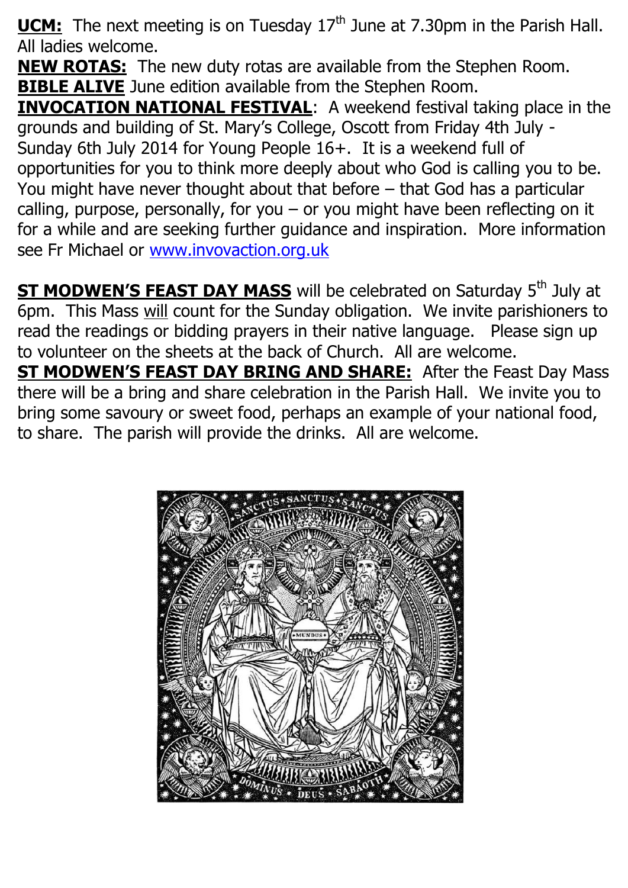**UCM:** The next meeting is on Tuesday 17th June at 7.30pm in the Parish Hall. All ladies welcome.

**NEW ROTAS:** The new duty rotas are available from the Stephen Room.

**BIBLE ALIVE** June edition available from the Stephen Room.

**INVOCATION NATIONAL FESTIVAL**: A weekend festival taking place in the grounds and building of St. Mary's College, Oscott from Friday 4th July - Sunday 6th July 2014 for Young People 16+. It is a weekend full of opportunities for you to think more deeply about who God is calling you to be. You might have never thought about that before – that God has a particular calling, purpose, personally, for you – or you might have been reflecting on it for a while and are seeking further guidance and inspiration. More information see Fr Michael or www.invovaction.org.uk

**ST MODWEN'S FEAST DAY MASS** will be celebrated on Saturday 5th July at 6pm. This Mass will count for the Sunday obligation. We invite parishioners to read the readings or bidding prayers in their native language. Please sign up to volunteer on the sheets at the back of Church. All are welcome.

**ST MODWEN'S FEAST DAY BRING AND SHARE:** After the Feast Day Mass there will be a bring and share celebration in the Parish Hall. We invite you to bring some savoury or sweet food, perhaps an example of your national food, to share. The parish will provide the drinks. All are welcome.